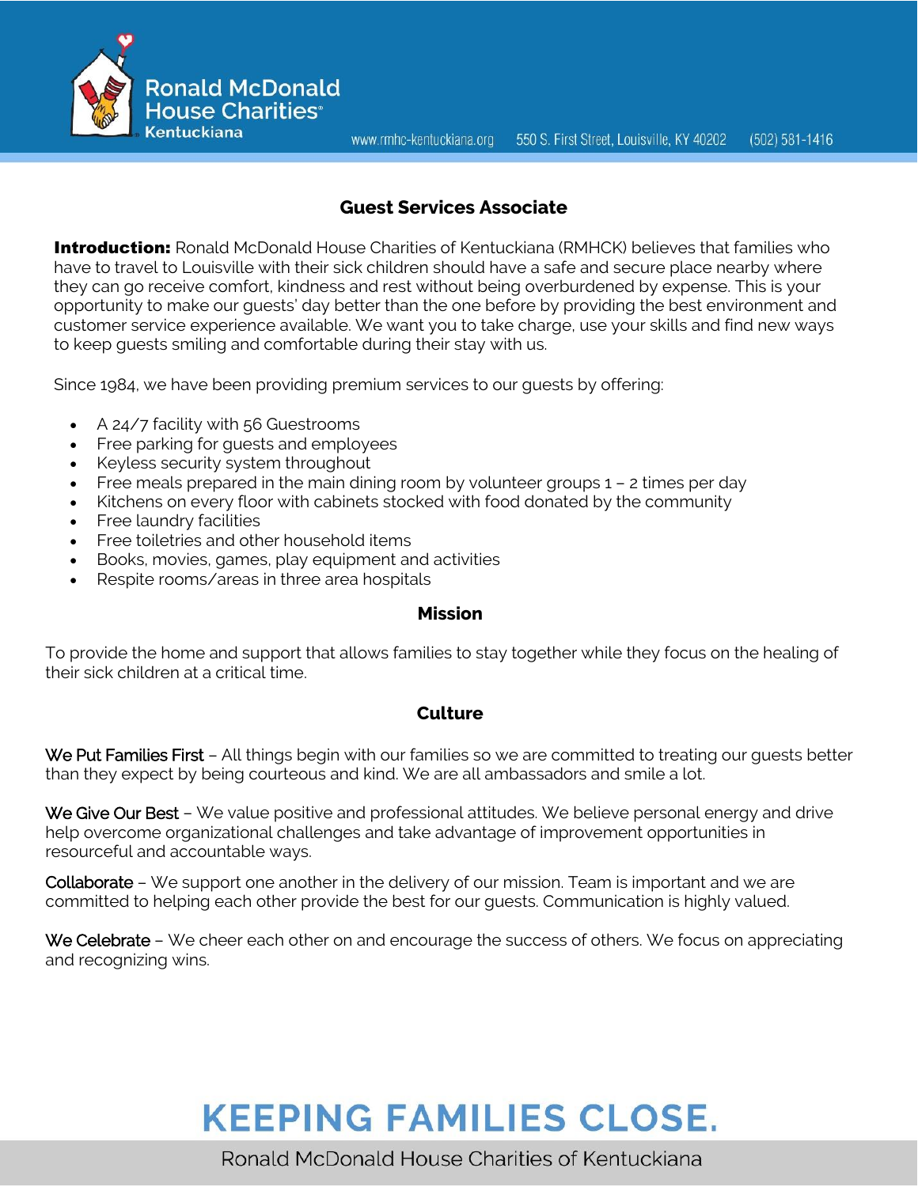# Guest Services Associate

**Introduction:** Ronald McDonald House Charities of Kentuckiana (RMHCK) believes that families who have to travel to Louisville with their sick children should have a safe and secure place nearby where they can go receive comfort, kindness and rest without being overburdened by expense. This is your opportunity to make our guests' day better than the one before by providing the best environment and customer service experience available. We want you to take charge, use your skills and find new ways to keep guests smiling and comfortable during their stay with us.

Since 1984, we have been providing premium services to our guests by offering:

- A 24/7 facility with 56 Guestrooms
- Free parking for guests and employees
- Keyless security system throughout
- Free meals prepared in the main dining room by volunteer groups 1 – 2 times per day
- Kitchens on every floor with cabinets stocked with food donated by the community
- Free laundry facilities
- Free toiletries and other household items
- Books, movies, games, play equipment and activities
- Respite rooms/areas in three area hospitals

## Mission

To provide the home and support that allows families to stay together while they focus on the healing of their sick children at a critical time.

## Culture

We Put Families First – All things begin with our families so we are committed to treating our guests better than they expect by being courteous and kind. We are all ambassadors and smile a lot.

We Give Our Best – We value positive and professional attitudes. We believe personal energy and drive help overcome organizational challenges and take advantage of improvement opportunities in resourceful and accountable ways.

Collaborate – We support one another in the delivery of our mission. Team is important and we are committed to helping each other provide the best for our guests. Communication is highly valued.

We Celebrate – We cheer each other on and encourage the success of others. We focus on appreciating and recognizing wins.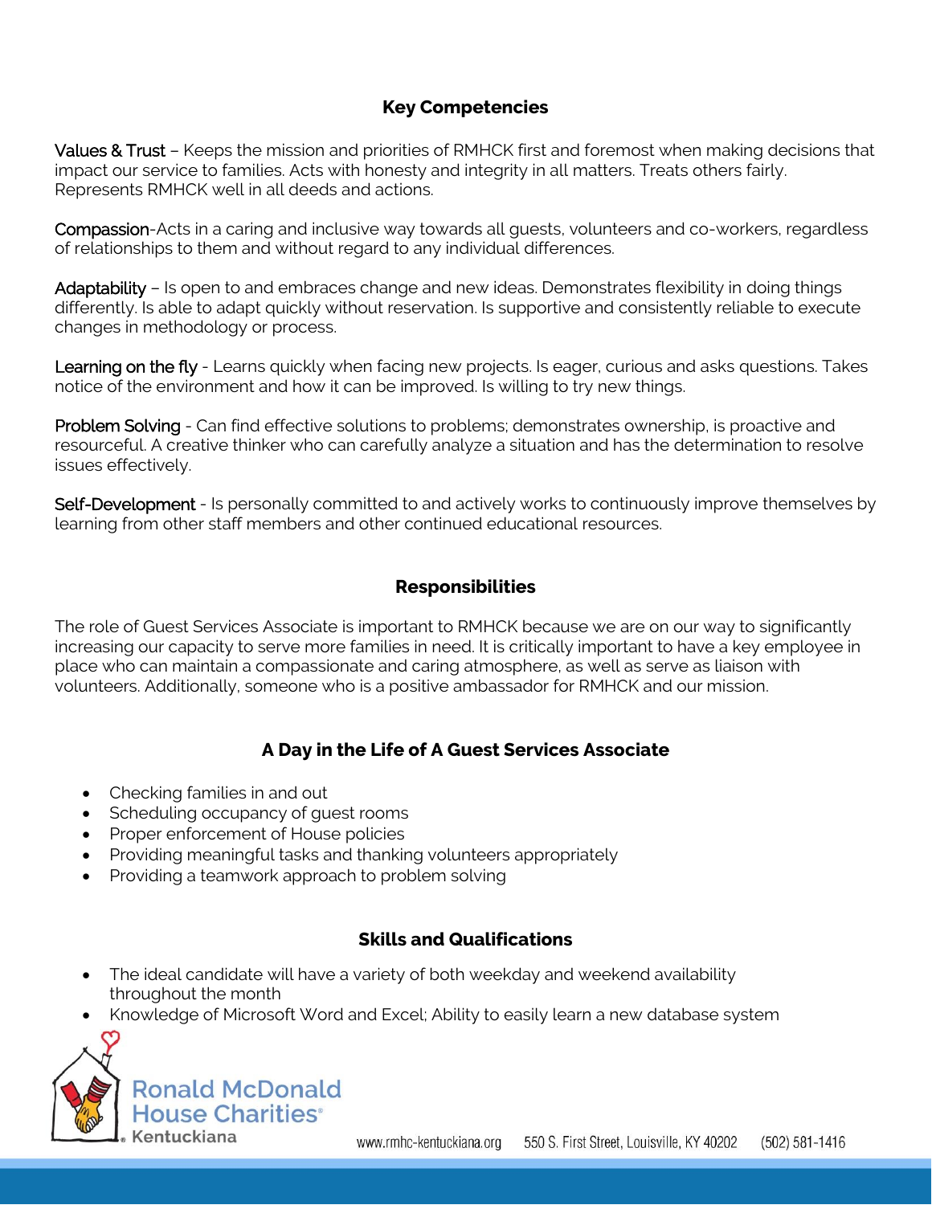## Key Competencies

Values & Trust – Keeps the mission and priorities of RMHCK first and foremost when making decisions that impact our service to families. Acts with honesty and integrity in all matters. Treats others fairly. Represents RMHCK well in all deeds and actions.

Compassion-Acts in a caring and inclusive way towards all guests, volunteers and co-workers, regardless of relationships to them and without regard to any individual differences.

Adaptability – Is open to and embraces change and new ideas. Demonstrates flexibility in doing things differently. Is able to adapt quickly without reservation. Is supportive and consistently reliable to execute changes in methodology or process.

Learning on the fly - Learns quickly when facing new projects. Is eager, curious and asks questions. Takes notice of the environment and how it can be improved. Is willing to try new things.

Problem Solving - Can find effective solutions to problems; demonstrates ownership, is proactive and resourceful. A creative thinker who can carefully analyze a situation and has the determination to resolve issues effectively.

Self-Development - Is personally committed to and actively works to continuously improve themselves by learning from other staff members and other continued educational resources.

## Responsibilities

The role of Guest Services Associate is important to RMHCK because we are on our way to significantly increasing our capacity to serve more families in need. It is critically important to have a key employee in place who can maintain a compassionate and caring atmosphere, as well as serve as liaison with volunteers. Additionally, someone who is a positive ambassador for RMHCK and our mission.

## A Day in the Life of A Guest Services Associate

- Checking families in and out
- Scheduling occupancy of guest rooms
- Proper enforcement of House policies
- Providing meaningful tasks and thanking volunteers appropriately
- Providing a teamwork approach to problem solving

## Skills and Qualifications

- The ideal candidate will have a variety of both weekday and weekend availability throughout the month
- Knowledge of Microsoft Word and Excel; Ability to easily learn a new database system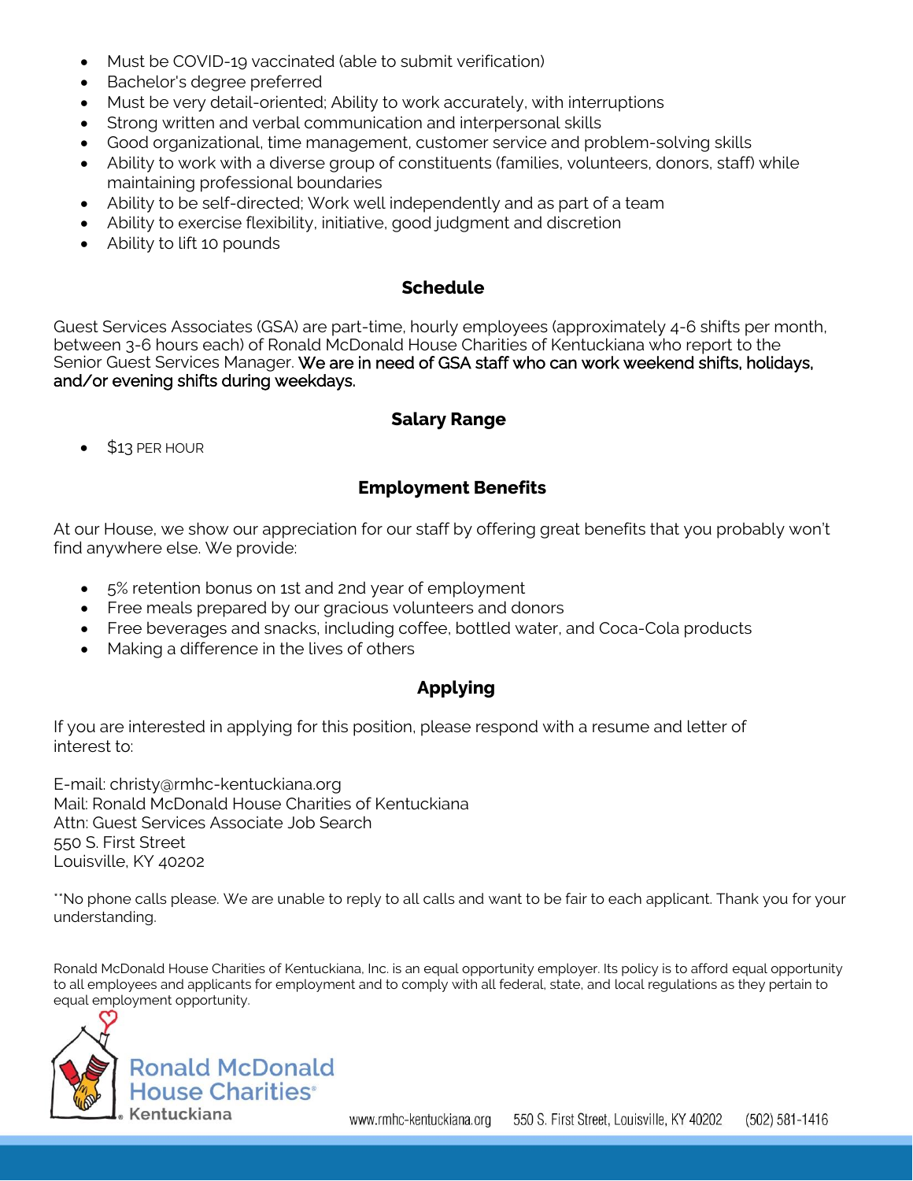- Must be COVID-19 vaccinated (able to submit verification)
- Bachelor's degree preferred
- Must be very detail-oriented; Ability to work accurately, with interruptions
- Strong written and verbal communication and interpersonal skills
- Good organizational, time management, customer service and problem-solving skills
- Ability to work with a diverse group of constituents (families, volunteers, donors, staff) while maintaining professional boundaries
- Ability to be self-directed; Work well independently and as part of a team
- Ability to exercise flexibility, initiative, good judgment and discretion
- Ability to lift 10 pounds

## Schedule

Guest Services Associates (GSA) are part-time, hourly employees (approximately 4-6 shifts per month, between 3-6 hours each) of Ronald McDonald House Charities of Kentuckiana who report to the Senior Guest Services Manager. We are in need of GSA staff who can work weekend shifts, holidays, and/or evening shifts during weekdays.

## Salary Range

- $13 PER HOUR

## Employment Benefits

At our House, we show our appreciation for our staff by offering great benefits that you probably won't find anywhere else. We provide:

- 5% retention bonus on 1st and 2nd year of employment
- Free meals prepared by our gracious volunteers and donors
- Free beverages and snacks, including coffee, bottled water, and Coca-Cola products
- Making a difference in the lives of others

## Applying

If you are interested in applying for this position, please respond with a resume and letter of interest to:

E-mail: christy@rmhc-kentuckiana.org
Mail: Ronald McDonald House Charities of Kentuckiana
Attn: Guest Services Associate Job Search
550 S. First Street
Louisville, KY 40202

**No phone calls please. We are unable to reply to all calls and want to be fair to each applicant. Thank you for your understanding.

Ronald McDonald House Charities of Kentuckiana, Inc. is an equal opportunity employer. Its policy is to afford equal opportunity to all employees and applicants for employment and to comply with all federal, state, and local regulations as they pertain to equal employment opportunity.

Ronald McDonald House Charities® Kentuckiana

www.rmhc-kentuckiana.org 550 S. First Street, Louisville, KY 40202 (502) 581-1416